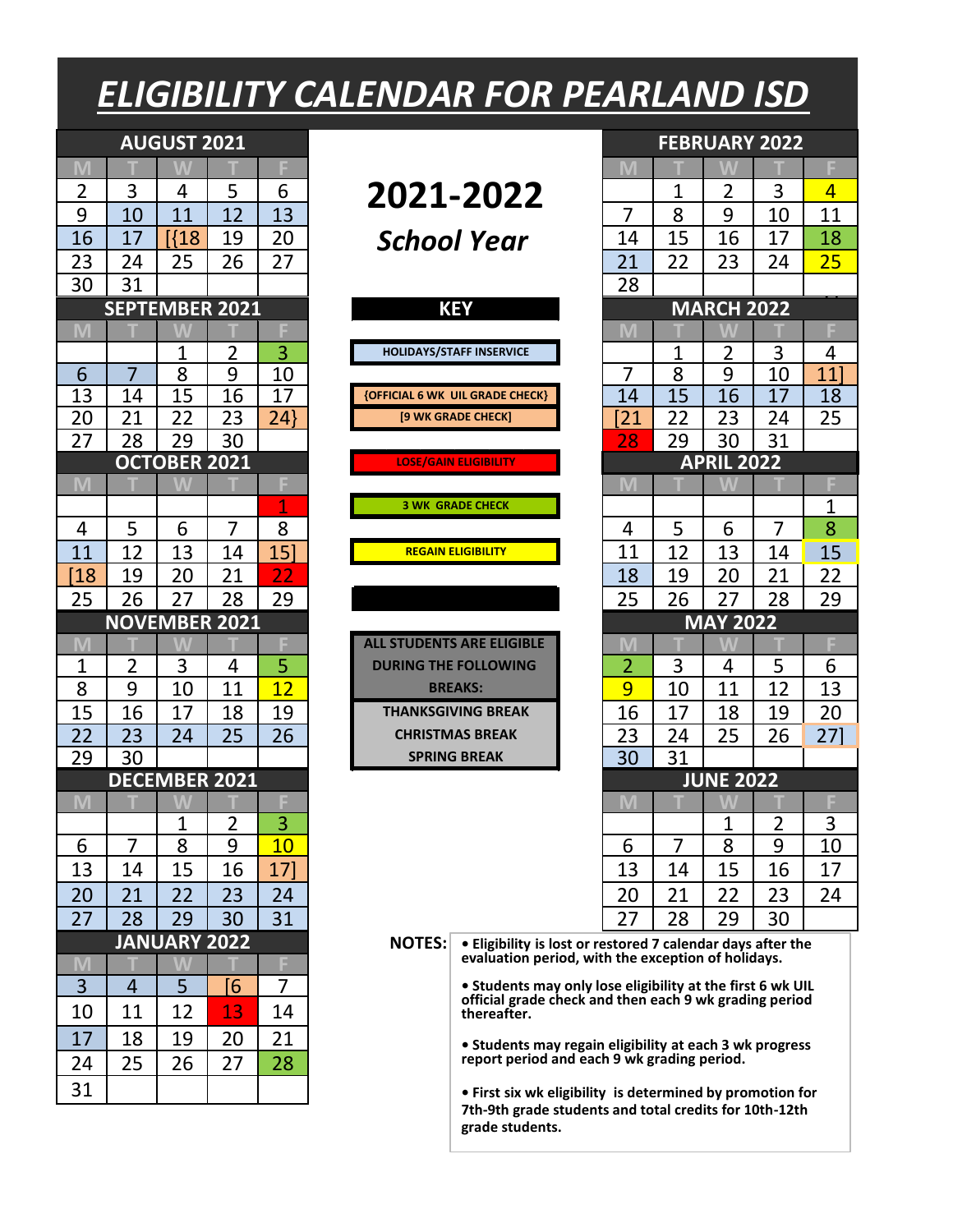# ELIGIBILITY CALENDAR FOR PEARLAND ISD

## 2021-2022

*School Year*

### AUGUST 2021

| M | T | W | T | F |
|---|---|---|---|---|
| 2 | 3 | 4 | 5 | 6 |
| 9 | 10 | 11 | 12 | 13 |
| 16 | 17 | [{18 | 19 | 20 |
| 23 | 24 | 25 | 26 | 27 |
| 30 | 31 | | | |

### SEPTEMBER 2021

| M | T | W | T | F |
|---|---|---|---|---|
| | | 1 | 2 | 3 |
| 6 | 7 | 8 | 9 | 10 |
| 13 | 14 | 15 | 16 | 17 |
| 20 | 21 | 22 | 23 | 24} |
| 27 | 28 | 29 | 30 | |

### OCTOBER 2021

| M | T | W | T | F |
|---|---|---|---|---|
| | | | | 1 |
| 4 | 5 | 6 | 7 | 8 |
| 11 | 12 | 13 | 14 | 15] |
| [18 | 19 | 20 | 21 | 22 |
| 25 | 26 | 27 | 28 | 29 |

### NOVEMBER 2021

| M | T | W | T | F |
|---|---|---|---|---|
| 1 | 2 | 3 | 4 | 5 |
| 8 | 9 | 10 | 11 | 12 |
| 15 | 16 | 17 | 18 | 19 |
| 22 | 23 | 24 | 25 | 26 |
| 29 | 30 | | | |

### DECEMBER 2021

| M | T | W | T | F |
|---|---|---|---|---|
| | | 1 | 2 | 3 |
| 6 | 7 | 8 | 9 | 10 |
| 13 | 14 | 15 | 16 | 17] |
| 20 | 21 | 22 | 23 | 24 |
| 27 | 28 | 29 | 30 | 31 |

### JANUARY 2022

| M | T | W | T | F |
|---|---|---|---|---|
| 3 | 4 | 5 | [6 | 7 |
| 10 | 11 | 12 | 13 | 14 |
| 17 | 18 | 19 | 20 | 21 |
| 24 | 25 | 26 | 27 | 28 |
| 31 | | | | |

### KEY

- HOLIDAYS/STAFF INSERVICE
- {OFFICIAL 6 WK UIL GRADE CHECK}
- [9 WK GRADE CHECK]
- LOSE/GAIN ELIGIBILITY
- 3 WK GRADE CHECK
- REGAIN ELIGIBILITY

**ALL STUDENTS ARE ELIGIBLE DURING THE FOLLOWING BREAKS:**

- THANKSGIVING BREAK
- CHRISTMAS BREAK
- SPRING BREAK

### FEBRUARY 2022

| M | T | W | T | F |
|---|---|---|---|---|
| | 1 | 2 | 3 | 4 |
| 7 | 8 | 9 | 10 | 11 |
| 14 | 15 | 16 | 17 | 18 |
| 21 | 22 | 23 | 24 | 25 |
| 28 | | | | |

### MARCH 2022

| M | T | W | T | F |
|---|---|---|---|---|
| | 1 | 2 | 3 | 4 |
| 7 | 8 | 9 | 10 | 11] |
| 14 | 15 | 16 | 17 | 18 |
| [21 | 22 | 23 | 24 | 25 |
| 28 | 29 | 30 | 31 | |

### APRIL 2022

| M | T | W | T | F |
|---|---|---|---|---|
| | | | | 1 |
| 4 | 5 | 6 | 7 | 8 |
| 11 | 12 | 13 | 14 | 15 |
| 18 | 19 | 20 | 21 | 22 |
| 25 | 26 | 27 | 28 | 29 |

### MAY 2022

| M | T | W | T | F |
|---|---|---|---|---|
| 2 | 3 | 4 | 5 | 6 |
| 9 | 10 | 11 | 12 | 13 |
| 16 | 17 | 18 | 19 | 20 |
| 23 | 24 | 25 | 26 | 27] |
| 30 | 31 | | | |

### JUNE 2022

| M | T | W | T | F |
|---|---|---|---|---|
| | | 1 | 2 | 3 |
| 6 | 7 | 8 | 9 | 10 |
| 13 | 14 | 15 | 16 | 17 |
| 20 | 21 | 22 | 23 | 24 |
| 27 | 28 | 29 | 30 | |

**NOTES:**

- **Eligibility is lost or restored 7 calendar days after the evaluation period, with the exception of holidays.**
- **Students may only lose eligibility at the first 6 wk UIL official grade check and then each 9 wk grading period thereafter.**
- **Students may regain eligibility at each 3 wk progress report period and each 9 wk grading period.**
- **First six wk eligibility is determined by promotion for 7th-9th grade students and total credits for 10th-12th grade students.**